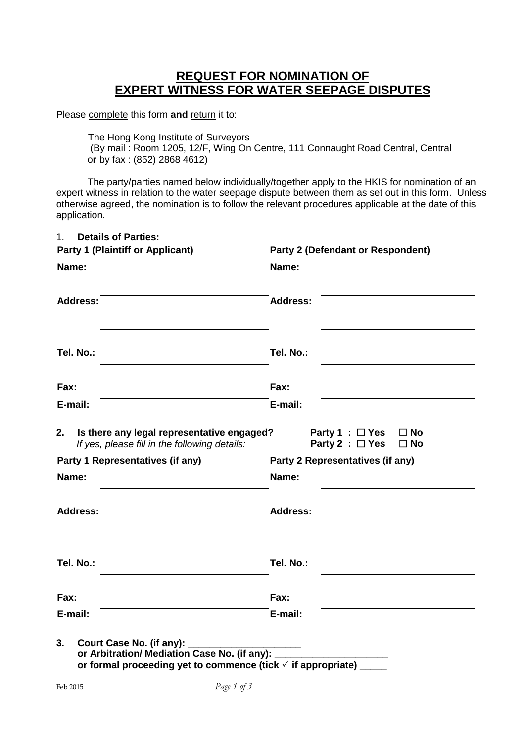# REQUEST FOR NOMINATION OF EXPERT WITNESS FOR WATER SEEPAGE DISPUTES

Please complete this form **and** return it to:

The Hong Kong Institute of Surveyors
(By mail : Room 1205, 12/F, Wing On Centre, 111 Connaught Road Central, Central
or by fax : (852) 2868 4612)

The party/parties named below individually/together apply to the HKIS for nomination of an expert witness in relation to the water seepage dispute between them as set out in this form. Unless otherwise agreed, the nomination is to follow the relevant procedures applicable at the date of this application.

1. **Details of Parties:**

| **Party 1 (Plaintiff or Applicant)** | | **Party 2 (Defendant or Respondent)** | |
|---|---|---|---|
| **Name:** | | **Name:** | |
| **Address:** | | **Address:** | |
| **Tel. No.:** | | **Tel. No.:** | |
| **Fax:** | | **Fax:** | |
| **E-mail:** | | **E-mail:** | |

2. **Is there any legal representative engaged?** **Party 1 : ☐ Yes ☐ No**
   *If yes, please fill in the following details:* **Party 2 : ☐ Yes ☐ No**

| **Party 1 Representatives (if any)** | | **Party 2 Representatives (if any)** | |
|---|---|---|---|
| **Name:** | | **Name:** | |
| **Address:** | | **Address:** | |
| **Tel. No.:** | | **Tel. No.:** | |
| **Fax:** | | **Fax:** | |
| **E-mail:** | | **E-mail:** | |

3. **Court Case No. (if any): ____________________**
   **or Arbitration/ Mediation Case No. (if any): ____________________**
   **or formal proceeding yet to commence (tick ✓ if appropriate) _____**

Feb 2015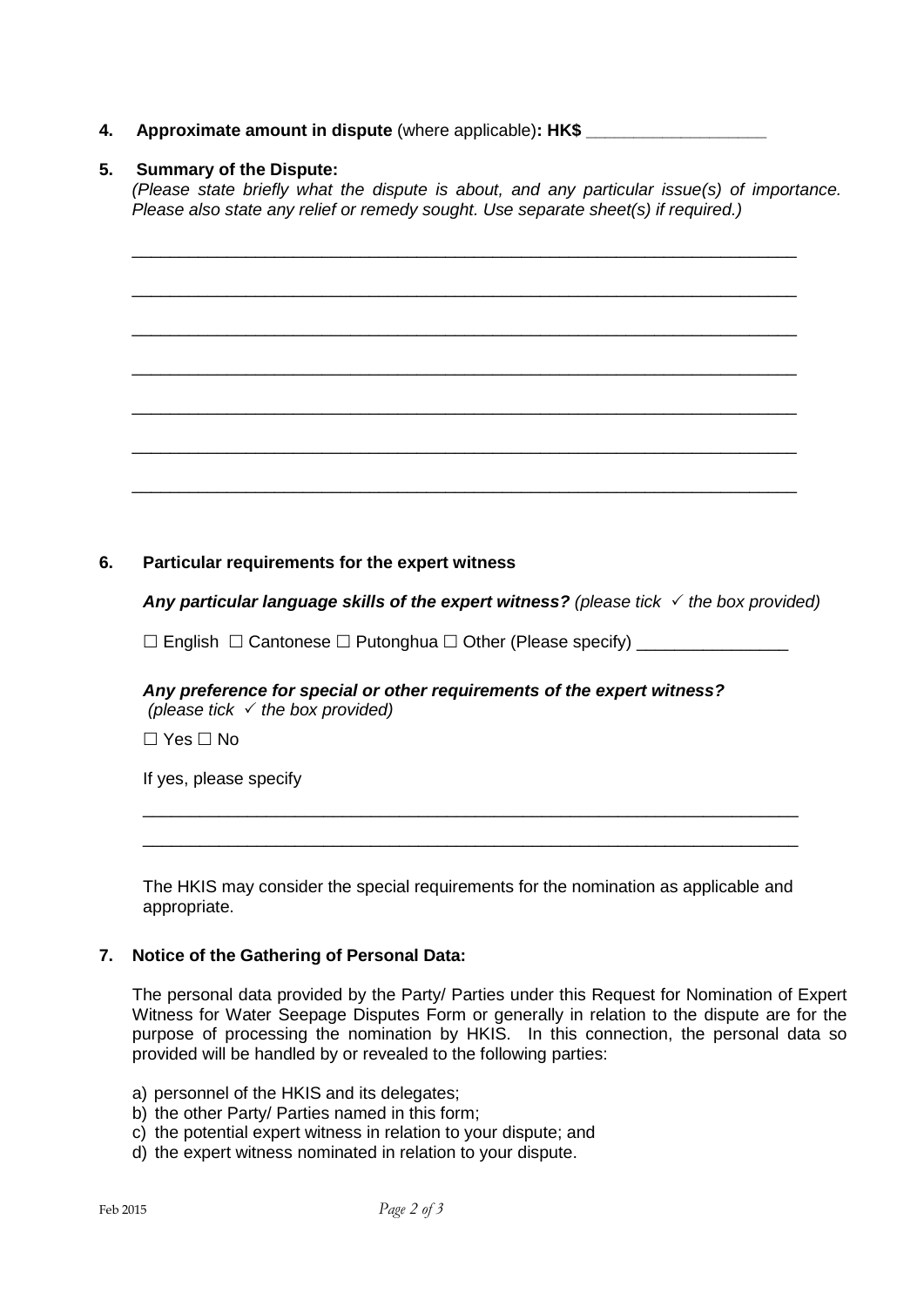**4. Approximate amount in dispute** (where applicable)**: HK$** ___________________

**5. Summary of the Dispute:**

*(Please state briefly what the dispute is about, and any particular issue(s) of importance. Please also state any relief or remedy sought. Use separate sheet(s) if required.)*

_______________________________________________________________________

_______________________________________________________________________

_______________________________________________________________________

_______________________________________________________________________

_______________________________________________________________________

_______________________________________________________________________

_______________________________________________________________________

**6. Particular requirements for the expert witness**

***Any particular language skills of the expert witness?*** *(please tick ✓ the box provided)*

☐ English ☐ Cantonese ☐ Putonghua ☐ Other (Please specify) ________________

***Any preference for special or other requirements of the expert witness?***
*(please tick ✓ the box provided)*

☐ Yes ☐ No

If yes, please specify

_______________________________________________________________________

_______________________________________________________________________

The HKIS may consider the special requirements for the nomination as applicable and appropriate.

**7. Notice of the Gathering of Personal Data:**

The personal data provided by the Party/ Parties under this Request for Nomination of Expert Witness for Water Seepage Disputes Form or generally in relation to the dispute are for the purpose of processing the nomination by HKIS. In this connection, the personal data so provided will be handled by or revealed to the following parties:

a) personnel of the HKIS and its delegates;
b) the other Party/ Parties named in this form;
c) the potential expert witness in relation to your dispute; and
d) the expert witness nominated in relation to your dispute.

Feb 2015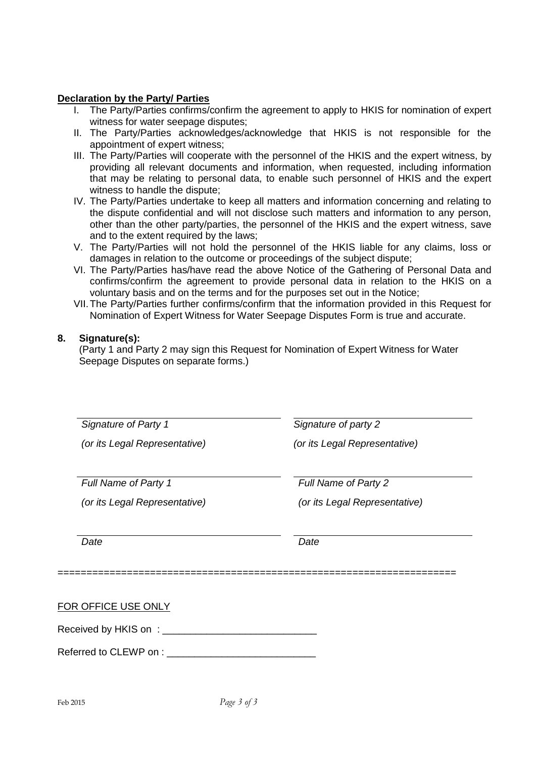**Declaration by the Party/ Parties**

I. The Party/Parties confirms/confirm the agreement to apply to HKIS for nomination of expert witness for water seepage disputes;
II. The Party/Parties acknowledges/acknowledge that HKIS is not responsible for the appointment of expert witness;
III. The Party/Parties will cooperate with the personnel of the HKIS and the expert witness, by providing all relevant documents and information, when requested, including information that may be relating to personal data, to enable such personnel of HKIS and the expert witness to handle the dispute;
IV. The Party/Parties undertake to keep all matters and information concerning and relating to the dispute confidential and will not disclose such matters and information to any person, other than the other party/parties, the personnel of the HKIS and the expert witness, save and to the extent required by the laws;
V. The Party/Parties will not hold the personnel of the HKIS liable for any claims, loss or damages in relation to the outcome or proceedings of the subject dispute;
VI. The Party/Parties has/have read the above Notice of the Gathering of Personal Data and confirms/confirm the agreement to provide personal data in relation to the HKIS on a voluntary basis and on the terms and for the purposes set out in the Notice;
VII. The Party/Parties further confirms/confirm that the information provided in this Request for Nomination of Expert Witness for Water Seepage Disputes Form is true and accurate.

**8. Signature(s):**

(Party 1 and Party 2 may sign this Request for Nomination of Expert Witness for Water Seepage Disputes on separate forms.)

| | |
|---|---|
| ______________________ | ______________________ |
| *Signature of Party 1* *(or its Legal Representative)* | *Signature of party 2* *(or its Legal Representative)* |
| ______________________ | ______________________ |
| *Full Name of Party 1* *(or its Legal Representative)* | *Full Name of Party 2* *(or its Legal Representative)* |
| ______________________ | ______________________ |
| *Date* | *Date* |

====================================================================

FOR OFFICE USE ONLY

Received by HKIS on : ____________________________

Referred to CLEWP on : ___________________________

Feb 2015